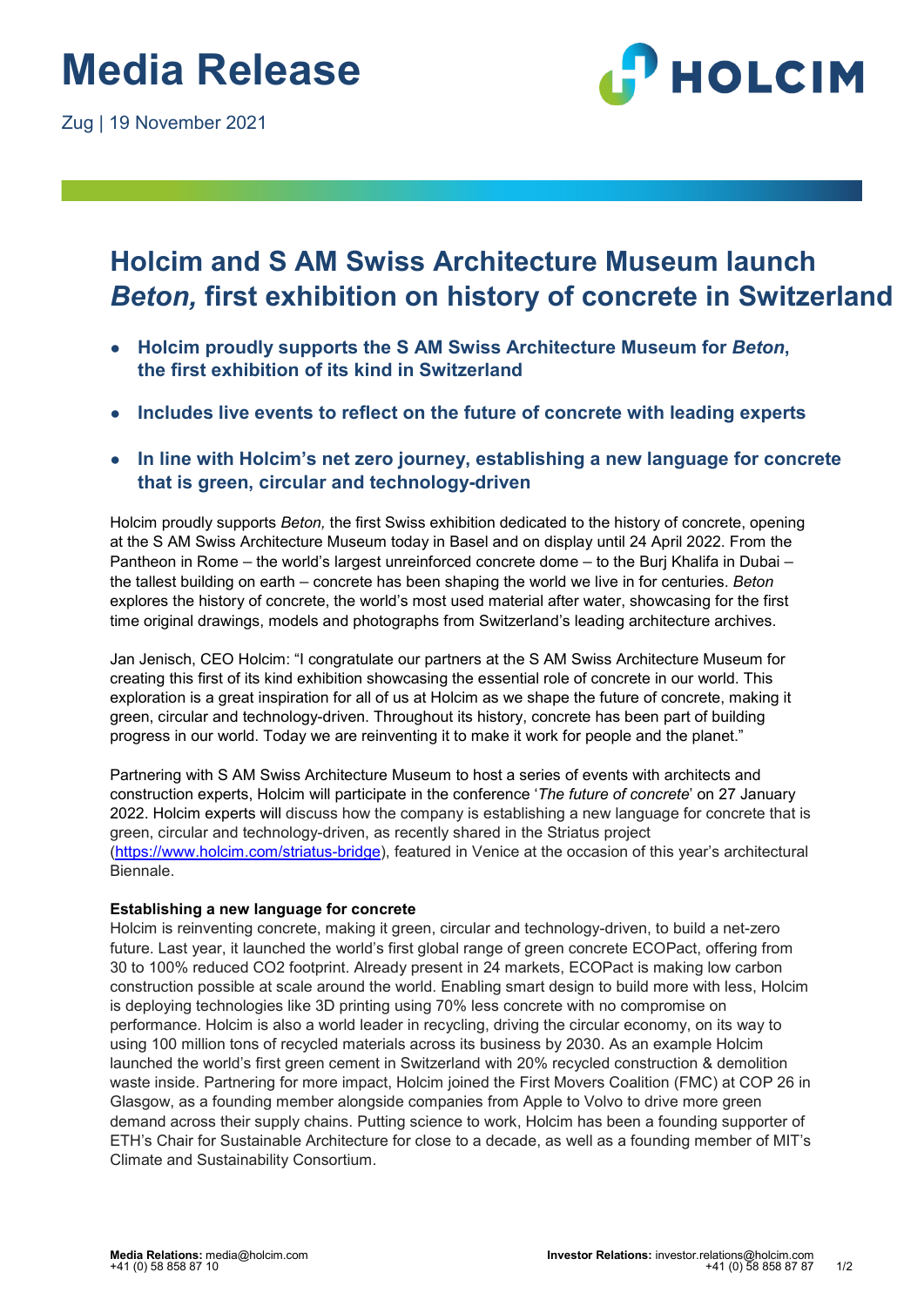# Media Release

Zug | 19 November 2021

## Holcim and S AM Swiss Architecture Museum launch *Beton,* first exhibition on history of concrete in Switzerland

- **Holcim proudly supports the S AM Swiss Architecture Museum for *Beton*, the first exhibition of its kind in Switzerland**
- **Includes live events to reflect on the future of concrete with leading experts**
- **In line with Holcim's net zero journey, establishing a new language for concrete that is green, circular and technology-driven**

Holcim proudly supports *Beton,* the first Swiss exhibition dedicated to the history of concrete, opening at the S AM Swiss Architecture Museum today in Basel and on display until 24 April 2022. From the Pantheon in Rome – the world's largest unreinforced concrete dome – to the Burj Khalifa in Dubai – the tallest building on earth – concrete has been shaping the world we live in for centuries. *Beton* explores the history of concrete, the world's most used material after water, showcasing for the first time original drawings, models and photographs from Switzerland's leading architecture archives.

Jan Jenisch, CEO Holcim: "I congratulate our partners at the S AM Swiss Architecture Museum for creating this first of its kind exhibition showcasing the essential role of concrete in our world. This exploration is a great inspiration for all of us at Holcim as we shape the future of concrete, making it green, circular and technology-driven. Throughout its history, concrete has been part of building progress in our world. Today we are reinventing it to make it work for people and the planet."

Partnering with S AM Swiss Architecture Museum to host a series of events with architects and construction experts, Holcim will participate in the conference '*The future of concrete*' on 27 January 2022. Holcim experts will discuss how the company is establishing a new language for concrete that is green, circular and technology-driven, as recently shared in the Striatus project (https://www.holcim.com/striatus-bridge), featured in Venice at the occasion of this year's architectural Biennale.

**Establishing a new language for concrete**

Holcim is reinventing concrete, making it green, circular and technology-driven, to build a net-zero future. Last year, it launched the world's first global range of green concrete ECOPact, offering from 30 to 100% reduced CO2 footprint. Already present in 24 markets, ECOPact is making low carbon construction possible at scale around the world. Enabling smart design to build more with less, Holcim is deploying technologies like 3D printing using 70% less concrete with no compromise on performance. Holcim is also a world leader in recycling, driving the circular economy, on its way to using 100 million tons of recycled materials across its business by 2030. As an example Holcim launched the world's first green cement in Switzerland with 20% recycled construction & demolition waste inside. Partnering for more impact, Holcim joined the First Movers Coalition (FMC) at COP 26 in Glasgow, as a founding member alongside companies from Apple to Volvo to drive more green demand across their supply chains. Putting science to work, Holcim has been a founding supporter of ETH's Chair for Sustainable Architecture for close to a decade, as well as a founding member of MIT's Climate and Sustainability Consortium.

**Media Relations:** media@holcim.com
+41 (0) 58 858 87 10

**Investor Relations:** investor.relations@holcim.com
+41 (0) 58 858 87 87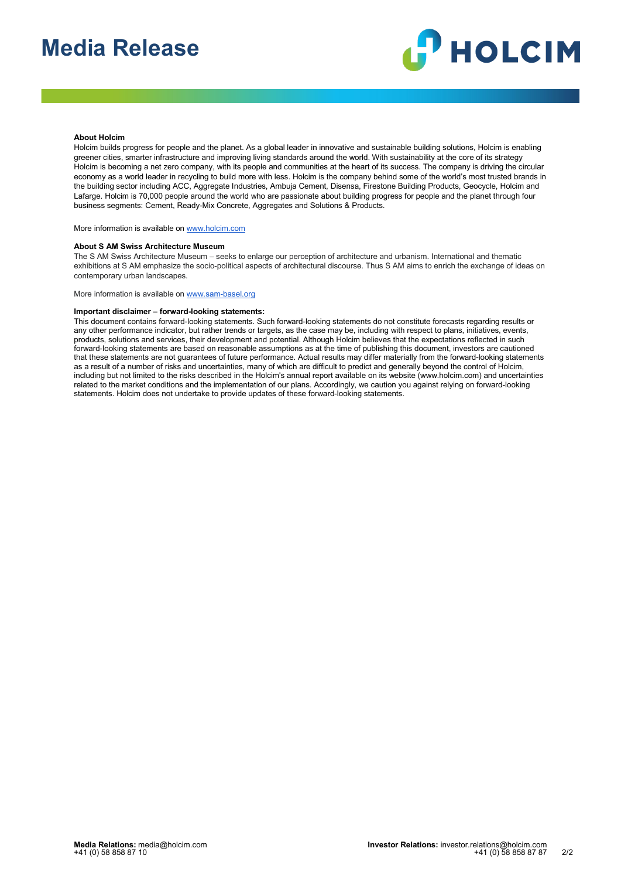**About Holcim**
Holcim builds progress for people and the planet. As a global leader in innovative and sustainable building solutions, Holcim is enabling greener cities, smarter infrastructure and improving living standards around the world. With sustainability at the core of its strategy Holcim is becoming a net zero company, with its people and communities at the heart of its success. The company is driving the circular economy as a world leader in recycling to build more with less. Holcim is the company behind some of the world's most trusted brands in the building sector including ACC, Aggregate Industries, Ambuja Cement, Disensa, Firestone Building Products, Geocycle, Holcim and Lafarge. Holcim is 70,000 people around the world who are passionate about building progress for people and the planet through four business segments: Cement, Ready-Mix Concrete, Aggregates and Solutions & Products.

More information is available on [www.holcim.com](http://www.holcim.com)

**About S AM Swiss Architecture Museum**
The S AM Swiss Architecture Museum – seeks to enlarge our perception of architecture and urbanism. International and thematic exhibitions at S AM emphasize the socio-political aspects of architectural discourse. Thus S AM aims to enrich the exchange of ideas on contemporary urban landscapes.

More information is available on [www.sam-basel.org](http://www.sam-basel.org)

**Important disclaimer – forward-looking statements:**
This document contains forward-looking statements. Such forward-looking statements do not constitute forecasts regarding results or any other performance indicator, but rather trends or targets, as the case may be, including with respect to plans, initiatives, events, products, solutions and services, their development and potential. Although Holcim believes that the expectations reflected in such forward-looking statements are based on reasonable assumptions as at the time of publishing this document, investors are cautioned that these statements are not guarantees of future performance. Actual results may differ materially from the forward-looking statements as a result of a number of risks and uncertainties, many of which are difficult to predict and generally beyond the control of Holcim, including but not limited to the risks described in the Holcim's annual report available on its website (www.holcim.com) and uncertainties related to the market conditions and the implementation of our plans. Accordingly, we caution you against relying on forward-looking statements. Holcim does not undertake to provide updates of these forward-looking statements.

**Media Relations:** media@holcim.com
+41 (0) 58 858 87 10

**Investor Relations:** investor.relations@holcim.com
+41 (0) 58 858 87 87